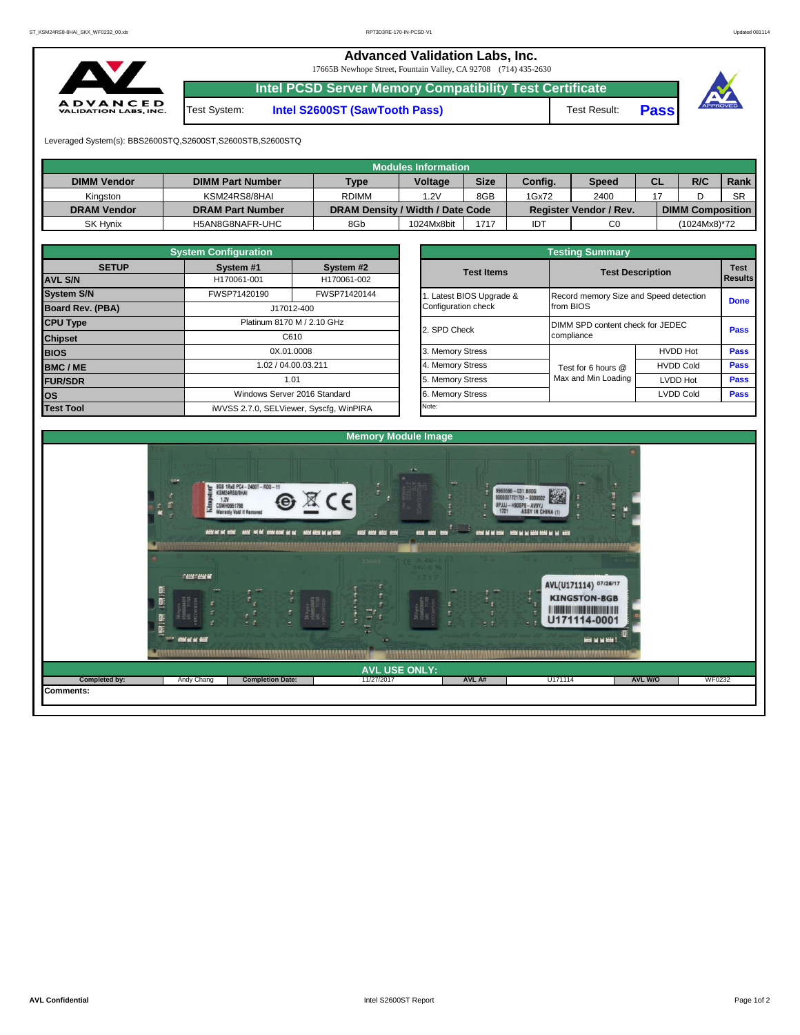# Advanced Validation Labs, Inc.

17665B Newhope Street, Fountain Valley, CA 92708 (714) 435-2630

## Intel PCSD Server Memory Compatibility Test Certificate

Test System: **Intel S2600ST (SawTooth Pass)** Test Result: **Pass**

Leveraged System(s): BBS2600STQ,S2600ST,S2600STB,S2600STQ

| Modules Information | | | | | | | | | |
|---|---|---|---|---|---|---|---|---|---|
| **DIMM Vendor** | **DIMM Part Number** | **Type** | **Voltage** | **Size** | **Config.** | **Speed** | **CL** | **R/C** | **Rank** |
| Kingston | KSM24RS8/8HAI | RDIMM | 1.2V | 8GB | 1Gx72 | 2400 | 17 | D | SR |
| **DRAM Vendor** | **DRAM Part Number** | **DRAM Density / Width / Date Code** | | | **Register Vendor / Rev.** | | **DIMM Composition** | | |
| SK Hynix | H5AN8G8NAFR-UHC | 8Gb | 1024Mx8bit | 1717 | IDT | C0 | (1024Mx8)*72 | | |

| System Configuration | | |
|---|---|---|
| **SETUP** | **System #1** | **System #2** |
| **AVL S/N** | H170061-001 | H170061-002 |
| **System S/N** | FWSP71420190 | FWSP71420144 |
| **Board Rev. (PBA)** | J17012-400 | |
| **CPU Type** | Platinum 8170 M / 2.10 GHz | |
| **Chipset** | C610 | |
| **BIOS** | 0X.01.0008 | |
| **BMC / ME** | 1.02 / 04.00.03.211 | |
| **FUR/SDR** | 1.01 | |
| **OS** | Windows Server 2016 Standard | |
| **Test Tool** | iWVSS 2.7.0, SELViewer, Syscfg, WinPIRA | |

| Testing Summary | | | |
|---|---|---|---|
| **Test Items** | **Test Description** | | **Test Results** |
| 1. Latest BIOS Upgrade & Configuration check | Record memory Size and Speed detection from BIOS | | Done |
| 2. SPD Check | DIMM SPD content check for JEDEC compliance | | Pass |
| 3. Memory Stress | Test for 6 hours @ Max and Min Loading | HVDD Hot | Pass |
| 4. Memory Stress | | HVDD Cold | Pass |
| 5. Memory Stress | | LVDD Hot | Pass |
| 6. Memory Stress | | LVDD Cold | Pass |
| Note: | | | |

### Memory Module Image

### AVL USE ONLY:

| Completed by: | Andy Chang | Completion Date: | 11/27/2017 | AVL A# | U171114 | AVL W/O | WF0232 |
|---|---|---|---|---|---|---|---|

**Comments:**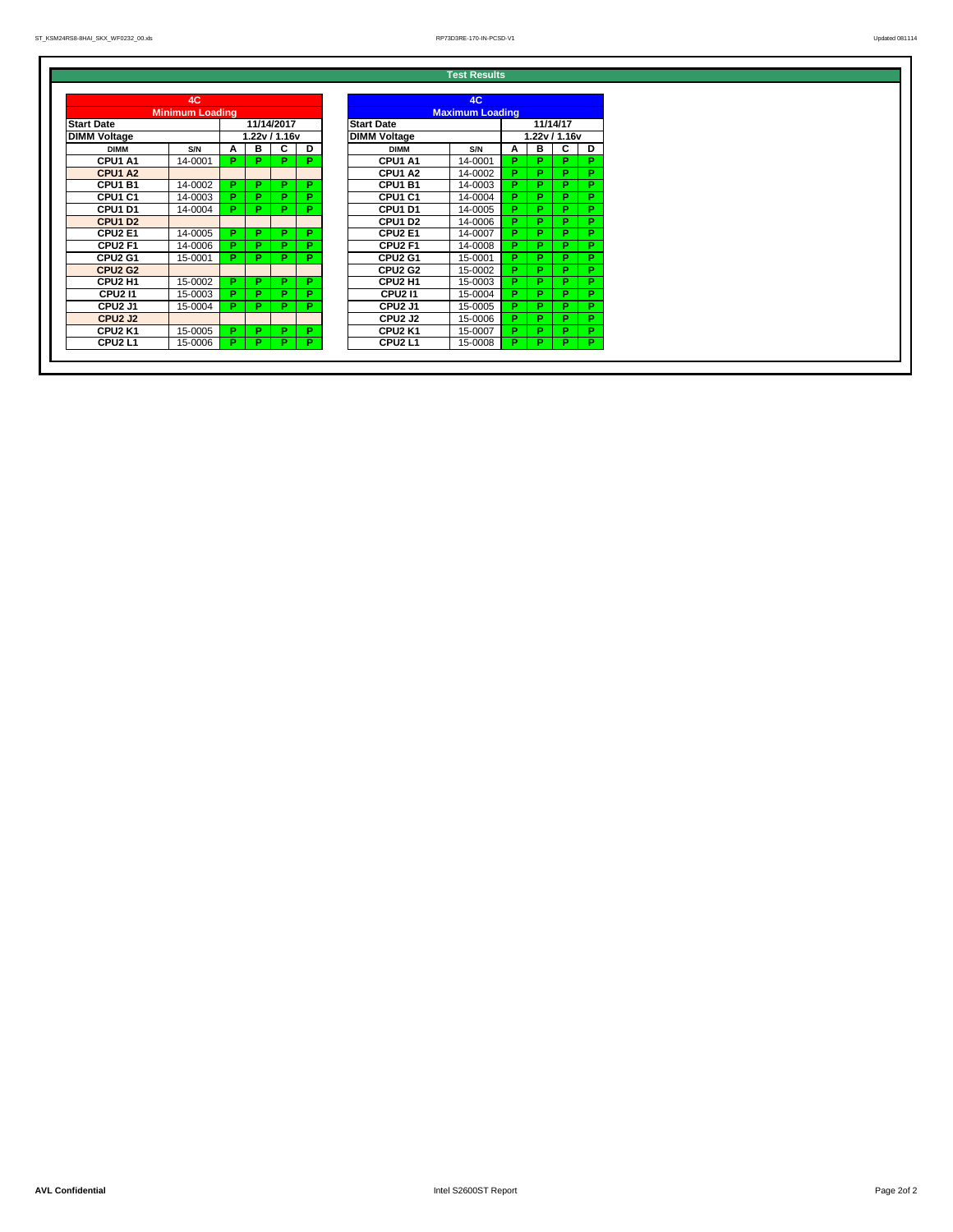## Test Results

| 4C Minimum Loading | | | | | |
|---|---|---|---|---|---|
| Start Date | | 11/14/2017 | | | |
| DIMM Voltage | | 1.22v / 1.16v | | | |
| DIMM | S/N | A | B | C | D |
| CPU1 A1 | 14-0001 | P | P | P | P |
| CPU1 A2 | | | | | |
| CPU1 B1 | 14-0002 | P | P | P | P |
| CPU1 C1 | 14-0003 | P | P | P | P |
| CPU1 D1 | 14-0004 | P | P | P | P |
| CPU1 D2 | | | | | |
| CPU2 E1 | 14-0005 | P | P | P | P |
| CPU2 F1 | 14-0006 | P | P | P | P |
| CPU2 G1 | 15-0001 | P | P | P | P |
| CPU2 G2 | | | | | |
| CPU2 H1 | 15-0002 | P | P | P | P |
| CPU2 I1 | 15-0003 | P | P | P | P |
| CPU2 J1 | 15-0004 | P | P | P | P |
| CPU2 J2 | | | | | |
| CPU2 K1 | 15-0005 | P | P | P | P |
| CPU2 L1 | 15-0006 | P | P | P | P |

| 4C Maximum Loading | | | | | |
|---|---|---|---|---|---|
| Start Date | | 11/14/17 | | | |
| DIMM Voltage | | 1.22v / 1.16v | | | |
| DIMM | S/N | A | B | C | D |
| CPU1 A1 | 14-0001 | P | P | P | P |
| CPU1 A2 | 14-0002 | P | P | P | P |
| CPU1 B1 | 14-0003 | P | P | P | P |
| CPU1 C1 | 14-0004 | P | P | P | P |
| CPU1 D1 | 14-0005 | P | P | P | P |
| CPU1 D2 | 14-0006 | P | P | P | P |
| CPU2 E1 | 14-0007 | P | P | P | P |
| CPU2 F1 | 14-0008 | P | P | P | P |
| CPU2 G1 | 15-0001 | P | P | P | P |
| CPU2 G2 | 15-0002 | P | P | P | P |
| CPU2 H1 | 15-0003 | P | P | P | P |
| CPU2 I1 | 15-0004 | P | P | P | P |
| CPU2 J1 | 15-0005 | P | P | P | P |
| CPU2 J2 | 15-0006 | P | P | P | P |
| CPU2 K1 | 15-0007 | P | P | P | P |
| CPU2 L1 | 15-0008 | P | P | P | P |